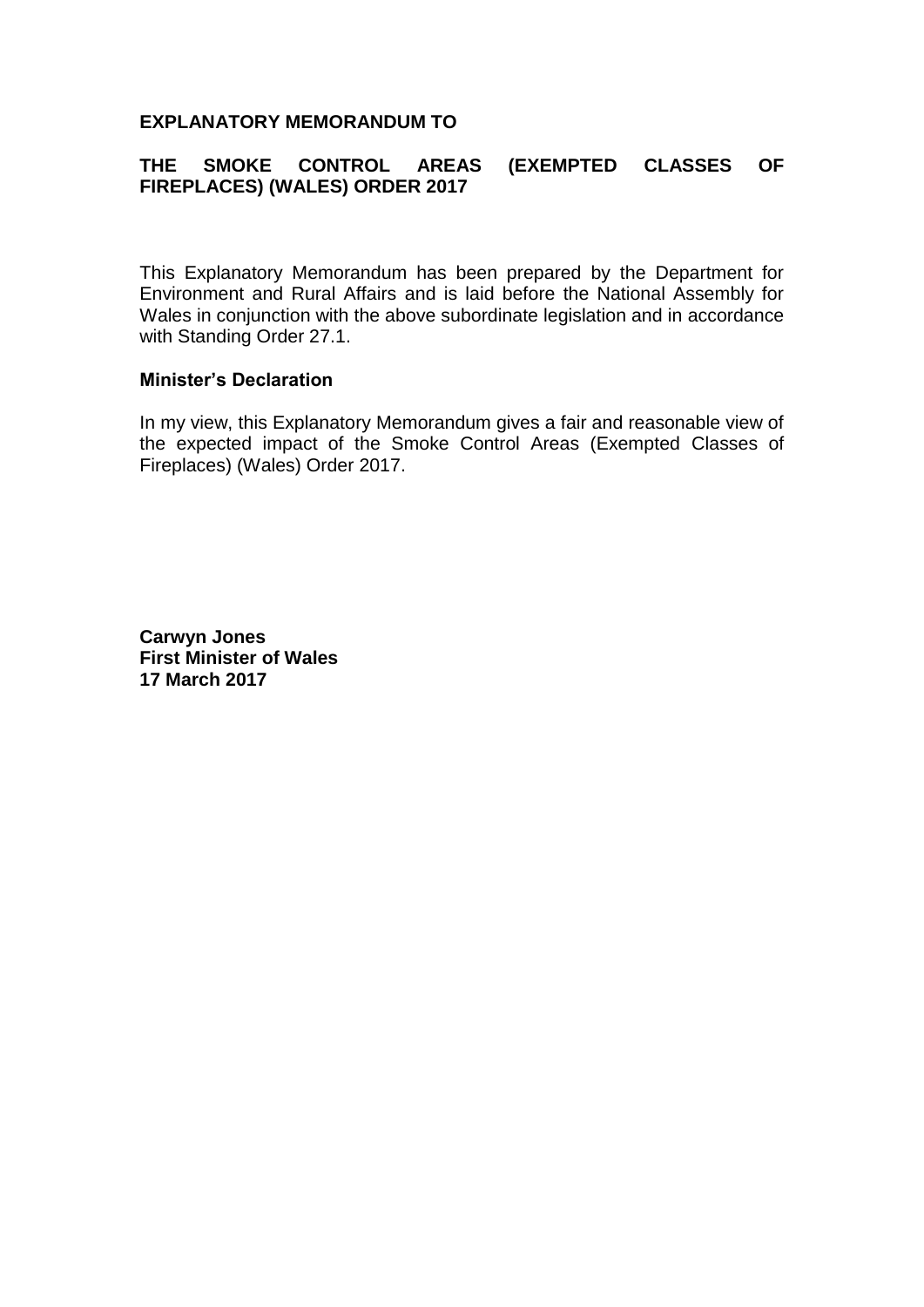# EXPLANATORY MEMORANDUM TO

# THE SMOKE CONTROL AREAS (EXEMPTED CLASSES OF FIREPLACES) (WALES) ORDER 2017

This Explanatory Memorandum has been prepared by the Department for Environment and Rural Affairs and is laid before the National Assembly for Wales in conjunction with the above subordinate legislation and in accordance with Standing Order 27.1.

## Minister's Declaration

In my view, this Explanatory Memorandum gives a fair and reasonable view of the expected impact of the Smoke Control Areas (Exempted Classes of Fireplaces) (Wales) Order 2017.

**Carwyn Jones**
**First Minister of Wales**
**17 March 2017**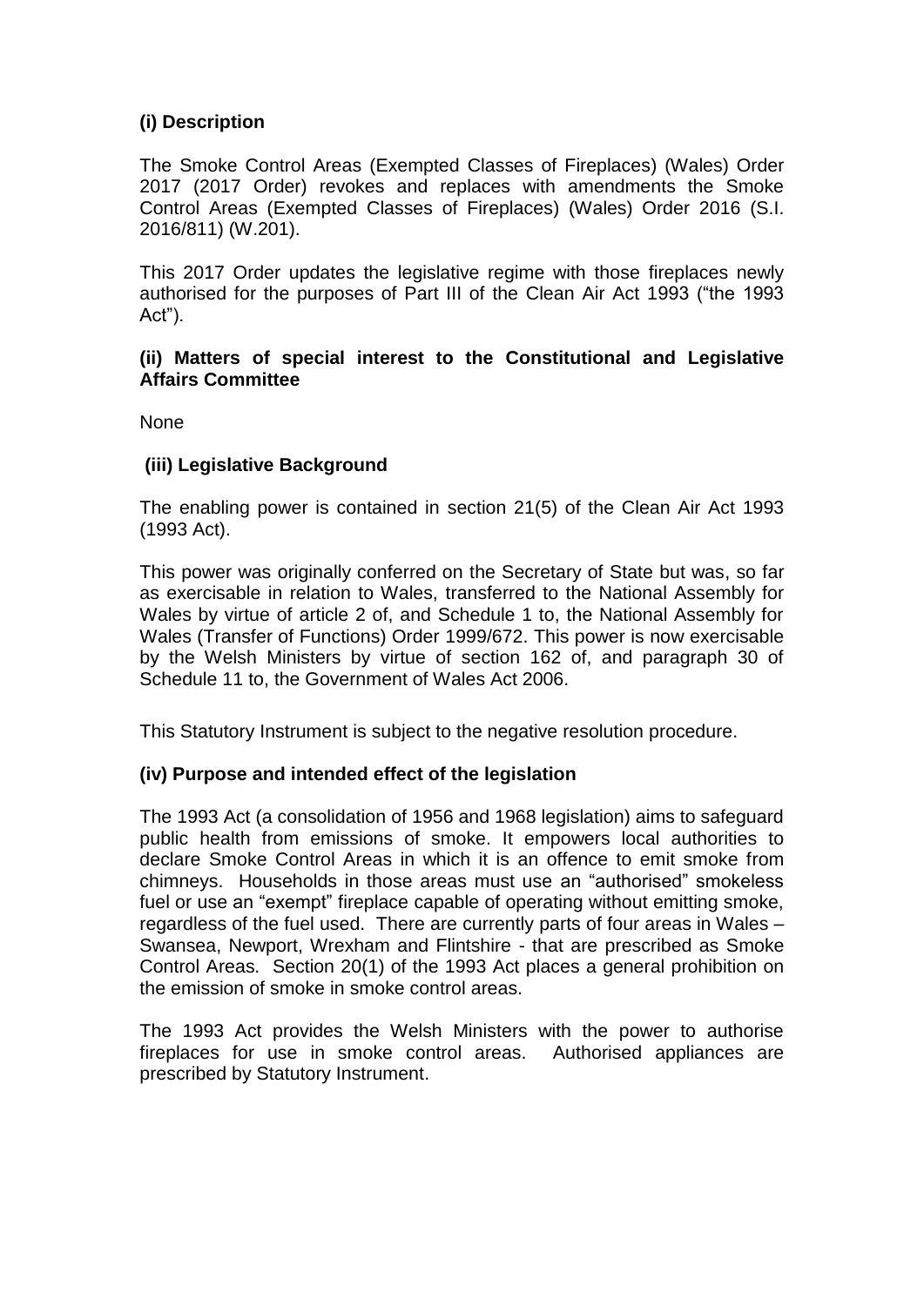## (i) Description

The Smoke Control Areas (Exempted Classes of Fireplaces) (Wales) Order 2017 (2017 Order) revokes and replaces with amendments the Smoke Control Areas (Exempted Classes of Fireplaces) (Wales) Order 2016 (S.I. 2016/811) (W.201).

This 2017 Order updates the legislative regime with those fireplaces newly authorised for the purposes of Part III of the Clean Air Act 1993 ("the 1993 Act").

## (ii) Matters of special interest to the Constitutional and Legislative Affairs Committee

None

## (iii) Legislative Background

The enabling power is contained in section 21(5) of the Clean Air Act 1993 (1993 Act).

This power was originally conferred on the Secretary of State but was, so far as exercisable in relation to Wales, transferred to the National Assembly for Wales by virtue of article 2 of, and Schedule 1 to, the National Assembly for Wales (Transfer of Functions) Order 1999/672. This power is now exercisable by the Welsh Ministers by virtue of section 162 of, and paragraph 30 of Schedule 11 to, the Government of Wales Act 2006.

This Statutory Instrument is subject to the negative resolution procedure.

## (iv) Purpose and intended effect of the legislation

The 1993 Act (a consolidation of 1956 and 1968 legislation) aims to safeguard public health from emissions of smoke. It empowers local authorities to declare Smoke Control Areas in which it is an offence to emit smoke from chimneys. Households in those areas must use an "authorised" smokeless fuel or use an "exempt" fireplace capable of operating without emitting smoke, regardless of the fuel used. There are currently parts of four areas in Wales – Swansea, Newport, Wrexham and Flintshire - that are prescribed as Smoke Control Areas. Section 20(1) of the 1993 Act places a general prohibition on the emission of smoke in smoke control areas.

The 1993 Act provides the Welsh Ministers with the power to authorise fireplaces for use in smoke control areas. Authorised appliances are prescribed by Statutory Instrument.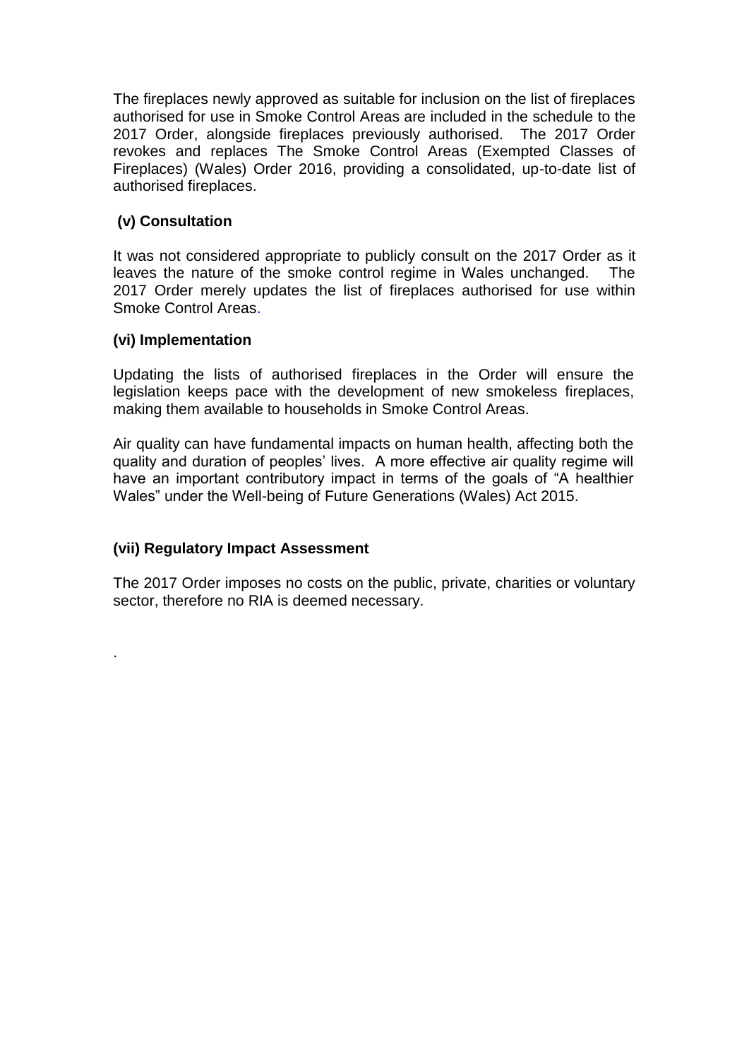The fireplaces newly approved as suitable for inclusion on the list of fireplaces authorised for use in Smoke Control Areas are included in the schedule to the 2017 Order, alongside fireplaces previously authorised. The 2017 Order revokes and replaces The Smoke Control Areas (Exempted Classes of Fireplaces) (Wales) Order 2016, providing a consolidated, up-to-date list of authorised fireplaces.

### (v) Consultation

It was not considered appropriate to publicly consult on the 2017 Order as it leaves the nature of the smoke control regime in Wales unchanged. The 2017 Order merely updates the list of fireplaces authorised for use within Smoke Control Areas.

### (vi) Implementation

Updating the lists of authorised fireplaces in the Order will ensure the legislation keeps pace with the development of new smokeless fireplaces, making them available to households in Smoke Control Areas.

Air quality can have fundamental impacts on human health, affecting both the quality and duration of peoples' lives. A more effective air quality regime will have an important contributory impact in terms of the goals of "A healthier Wales" under the Well-being of Future Generations (Wales) Act 2015.

### (vii) Regulatory Impact Assessment

The 2017 Order imposes no costs on the public, private, charities or voluntary sector, therefore no RIA is deemed necessary.

.